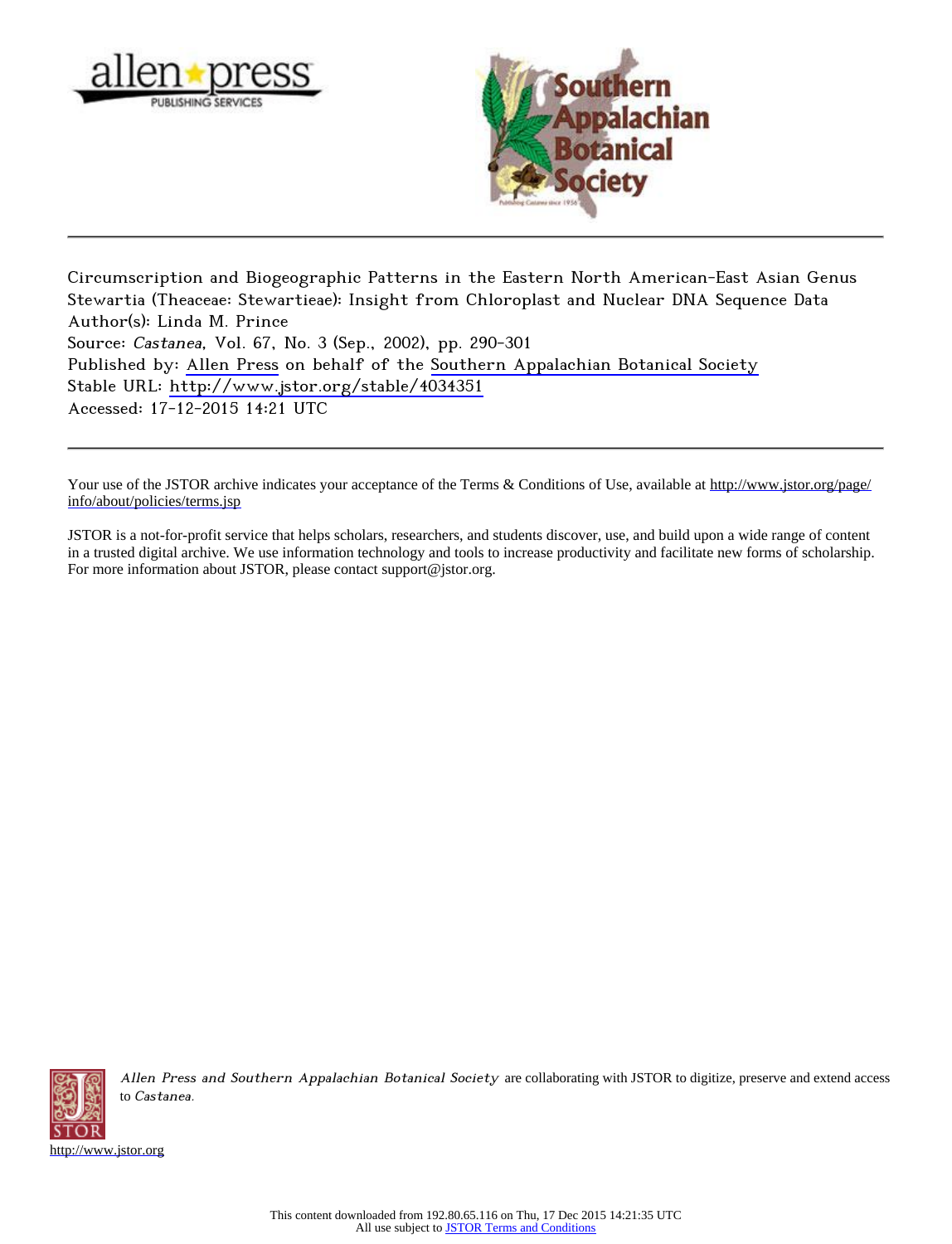Circumscription and Biogeographic Patterns in the Eastern North American-East Asian Genus Stewartia (Theaceae: Stewartieae): Insight from Chloroplast and Nuclear DNA Sequence Data

Author(s): Linda M. Prince

Source: *Castanea*, Vol. 67, No. 3 (Sep., 2002), pp. 290-301

Published by: Allen Press on behalf of the Southern Appalachian Botanical Society

Stable URL: http://www.jstor.org/stable/4034351

Accessed: 17-12-2015 14:21 UTC

---

Your use of the JSTOR archive indicates your acceptance of the Terms & Conditions of Use, available at http://www.jstor.org/page/info/about/policies/terms.jsp

JSTOR is a not-for-profit service that helps scholars, researchers, and students discover, use, and build upon a wide range of content in a trusted digital archive. We use information technology and tools to increase productivity and facilitate new forms of scholarship. For more information about JSTOR, please contact support@jstor.org.

*Allen Press and Southern Appalachian Botanical Society* are collaborating with JSTOR to digitize, preserve and extend access to *Castanea*.

http://www.jstor.org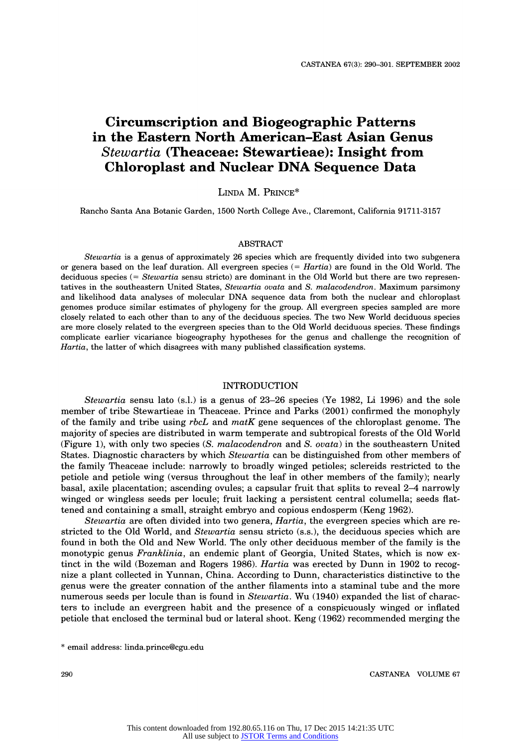# Circumscription and Biogeographic Patterns in the Eastern North American–East Asian Genus *Stewartia* (Theaceae: Stewartieae): Insight from Chloroplast and Nuclear DNA Sequence Data

Linda M. Prince*

Rancho Santa Ana Botanic Garden, 1500 North College Ave., Claremont, California 91711-3157

## ABSTRACT

*Stewartia* is a genus of approximately 26 species which are frequently divided into two subgenera or genera based on the leaf duration. All evergreen species (= *Hartia*) are found in the Old World. The deciduous species (= *Stewartia* sensu stricto) are dominant in the Old World but there are two representatives in the southeastern United States, *Stewartia ovata* and *S. malacodendron*. Maximum parsimony and likelihood data analyses of molecular DNA sequence data from both the nuclear and chloroplast genomes produce similar estimates of phylogeny for the group. All evergreen species sampled are more closely related to each other than to any of the deciduous species. The two New World deciduous species are more closely related to the evergreen species than to the Old World deciduous species. These findings complicate earlier vicariance biogeography hypotheses for the genus and challenge the recognition of *Hartia*, the latter of which disagrees with many published classification systems.

## INTRODUCTION

*Stewartia* sensu lato (s.l.) is a genus of 23–26 species (Ye 1982, Li 1996) and the sole member of tribe Stewartieae in Theaceae. Prince and Parks (2001) confirmed the monophyly of the family and tribe using *rbcL* and *matK* gene sequences of the chloroplast genome. The majority of species are distributed in warm temperate and subtropical forests of the Old World (Figure 1), with only two species (*S. malacodendron* and *S. ovata*) in the southeastern United States. Diagnostic characters by which *Stewartia* can be distinguished from other members of the family Theaceae include: narrowly to broadly winged petioles; sclereids restricted to the petiole and petiole wing (versus throughout the leaf in other members of the family); nearly basal, axile placentation; ascending ovules; a capsular fruit that splits to reveal 2–4 narrowly winged or wingless seeds per locule; fruit lacking a persistent central columella; seeds flattened and containing a small, straight embryo and copious endosperm (Keng 1962).

*Stewartia* are often divided into two genera, *Hartia*, the evergreen species which are restricted to the Old World, and *Stewartia* sensu stricto (s.s.), the deciduous species which are found in both the Old and New World. The only other deciduous member of the family is the monotypic genus *Franklinia*, an endemic plant of Georgia, United States, which is now extinct in the wild (Bozeman and Rogers 1986). *Hartia* was erected by Dunn in 1902 to recognize a plant collected in Yunnan, China. According to Dunn, characteristics distinctive to the genus were the greater connation of the anther filaments into a staminal tube and the more numerous seeds per locule than is found in *Stewartia*. Wu (1940) expanded the list of characters to include an evergreen habit and the presence of a conspicuously winged or inflated petiole that enclosed the terminal bud or lateral shoot. Keng (1962) recommended merging the

* email address: linda.prince@cgu.edu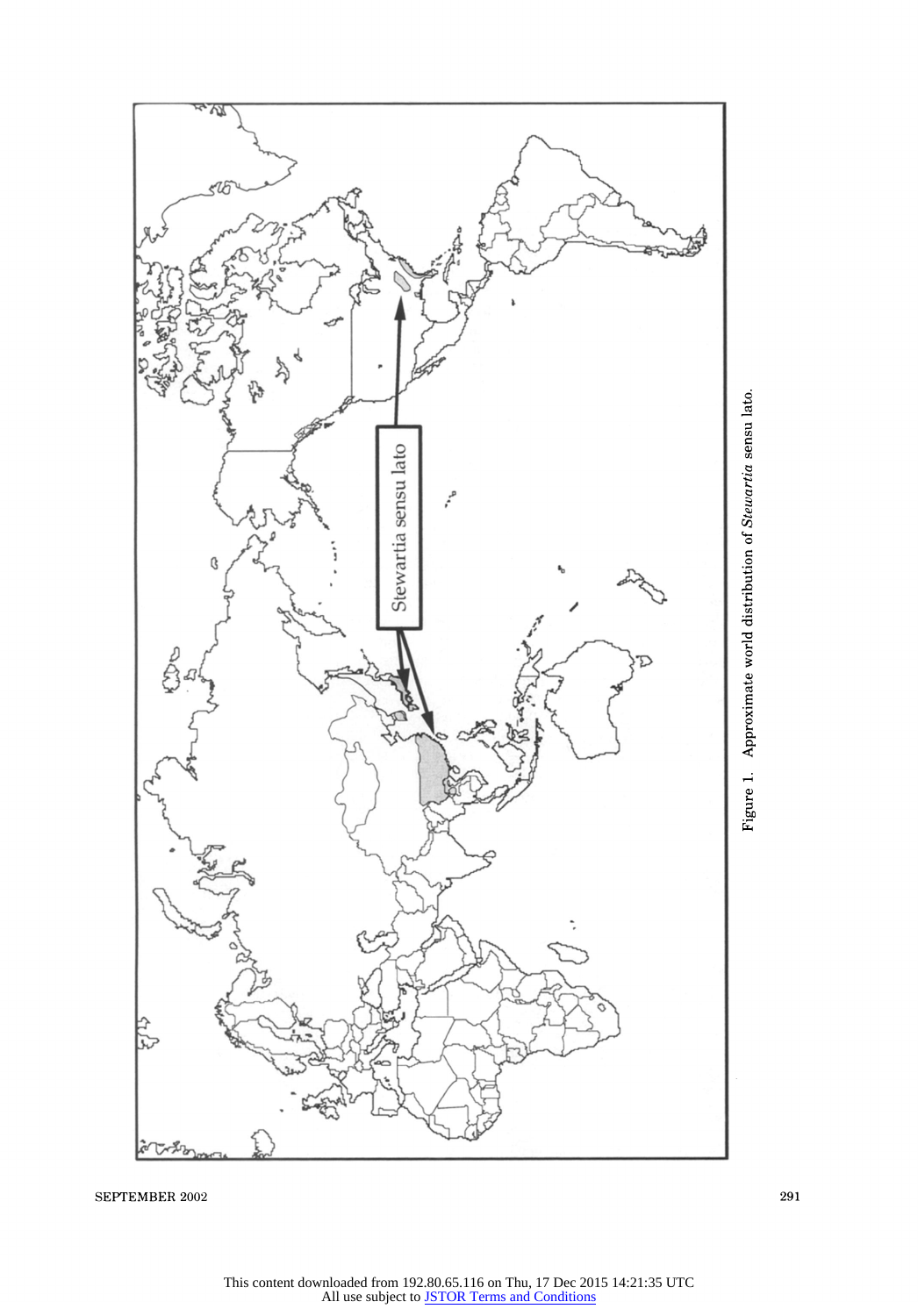Figure 1. Approximate world distribution of *Stewartia* sensu lato.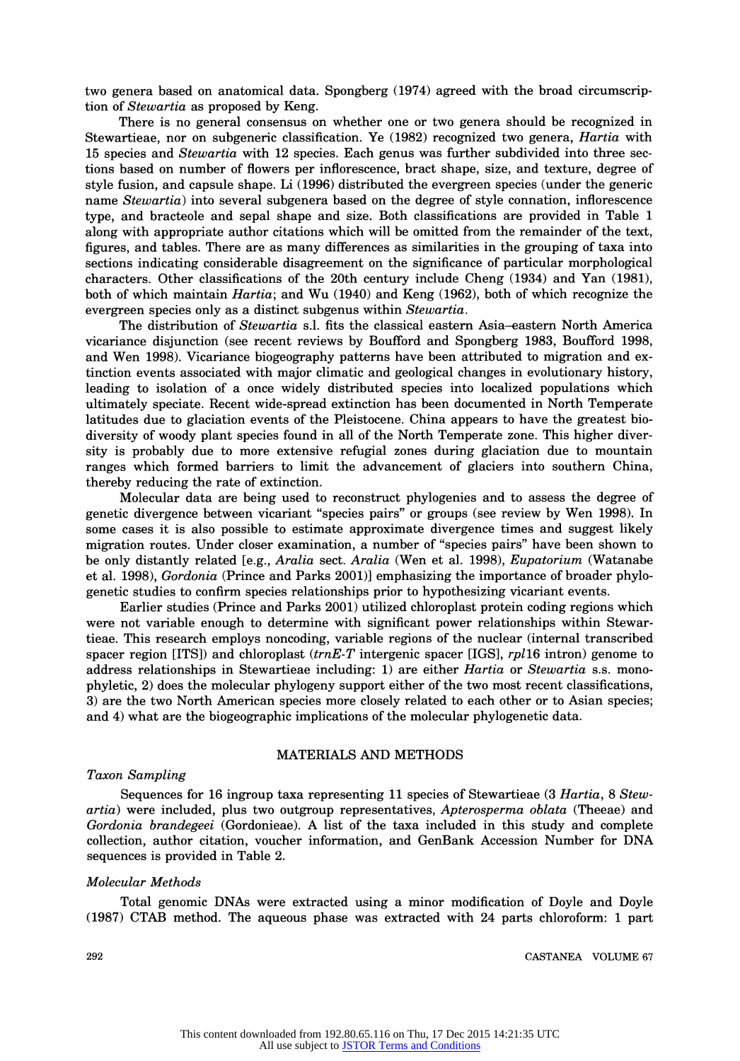two genera based on anatomical data. Spongberg (1974) agreed with the broad circumscription of *Stewartia* as proposed by Keng.

There is no general consensus on whether one or two genera should be recognized in Stewartieae, nor on subgeneric classification. Ye (1982) recognized two genera, *Hartia* with 15 species and *Stewartia* with 12 species. Each genus was further subdivided into three sections based on number of flowers per inflorescence, bract shape, size, and texture, degree of style fusion, and capsule shape. Li (1996) distributed the evergreen species (under the generic name *Stewartia*) into several subgenera based on the degree of style connation, inflorescence type, and bracteole and sepal shape and size. Both classifications are provided in Table 1 along with appropriate author citations which will be omitted from the remainder of the text, figures, and tables. There are as many differences as similarities in the grouping of taxa into sections indicating considerable disagreement on the significance of particular morphological characters. Other classifications of the 20th century include Cheng (1934) and Yan (1981), both of which maintain *Hartia*; and Wu (1940) and Keng (1962), both of which recognize the evergreen species only as a distinct subgenus within *Stewartia*.

The distribution of *Stewartia* s.l. fits the classical eastern Asia–eastern North America vicariance disjunction (see recent reviews by Boufford and Spongberg 1983, Boufford 1998, and Wen 1998). Vicariance biogeography patterns have been attributed to migration and extinction events associated with major climatic and geological changes in evolutionary history, leading to isolation of a once widely distributed species into localized populations which ultimately speciate. Recent wide-spread extinction has been documented in North Temperate latitudes due to glaciation events of the Pleistocene. China appears to have the greatest biodiversity of woody plant species found in all of the North Temperate zone. This higher diversity is probably due to more extensive refugial zones during glaciation due to mountain ranges which formed barriers to limit the advancement of glaciers into southern China, thereby reducing the rate of extinction.

Molecular data are being used to reconstruct phylogenies and to assess the degree of genetic divergence between vicariant "species pairs" or groups (see review by Wen 1998). In some cases it is also possible to estimate approximate divergence times and suggest likely migration routes. Under closer examination, a number of "species pairs" have been shown to be only distantly related [e.g., *Aralia* sect. *Aralia* (Wen et al. 1998), *Eupatorium* (Watanabe et al. 1998), *Gordonia* (Prince and Parks 2001)] emphasizing the importance of broader phylogenetic studies to confirm species relationships prior to hypothesizing vicariant events.

Earlier studies (Prince and Parks 2001) utilized chloroplast protein coding regions which were not variable enough to determine with significant power relationships within Stewartieae. This research employs noncoding, variable regions of the nuclear (internal transcribed spacer region [ITS]) and chloroplast (*trnE-T* intergenic spacer [IGS], *rpl*16 intron) genome to address relationships in Stewartieae including: 1) are either *Hartia* or *Stewartia* s.s. monophyletic, 2) does the molecular phylogeny support either of the two most recent classifications, 3) are the two North American species more closely related to each other or to Asian species; and 4) what are the biogeographic implications of the molecular phylogenetic data.

## MATERIALS AND METHODS

### *Taxon Sampling*

Sequences for 16 ingroup taxa representing 11 species of Stewartieae (3 *Hartia*, 8 *Stewartia*) were included, plus two outgroup representatives, *Apterosperma oblata* (Theeae) and *Gordonia brandegeei* (Gordonieae). A list of the taxa included in this study and complete collection, author citation, voucher information, and GenBank Accession Number for DNA sequences is provided in Table 2.

### *Molecular Methods*

Total genomic DNAs were extracted using a minor modification of Doyle and Doyle (1987) CTAB method. The aqueous phase was extracted with 24 parts chloroform: 1 part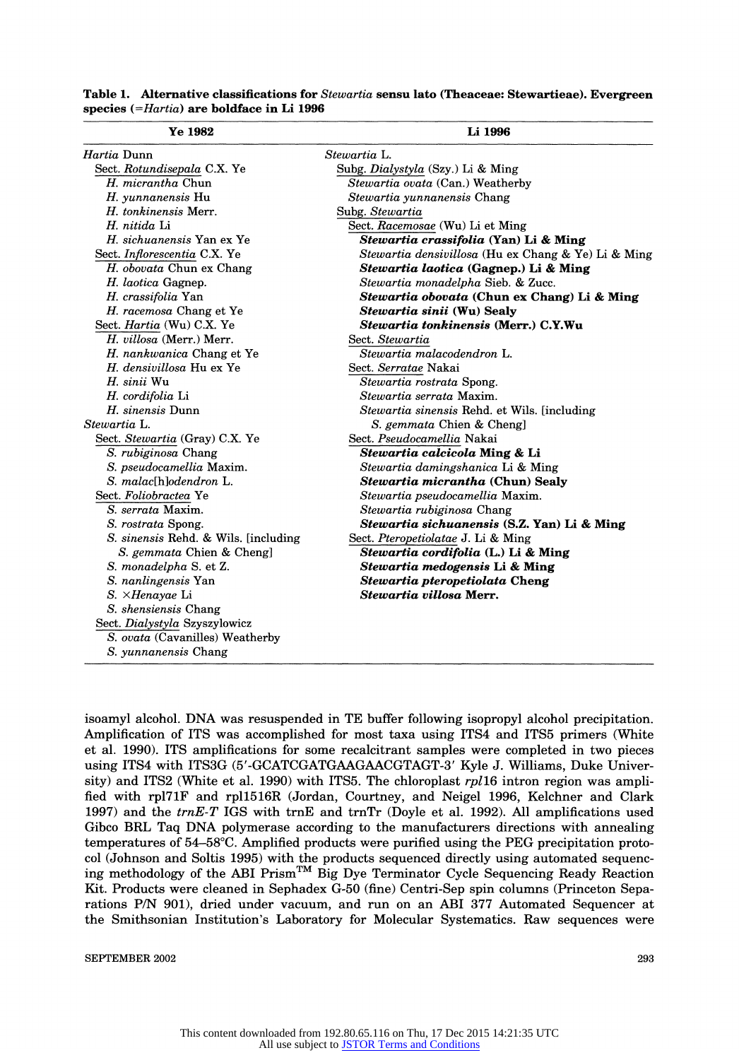**Table 1. Alternative classifications for *Stewartia* sensu lato (Theaceae: Stewartieae). Evergreen species (=*Hartia*) are boldface in Li 1996**

| Ye 1982 | Li 1996 |
|---|---|
| *Hartia* Dunn | *Stewartia* L. |
| Sect. *Rotundisepala* C.X. Ye | Subg. *Dialystyla* (Szy.) Li & Ming |
| *H. micrantha* Chun | *Stewartia ovata* (Can.) Weatherby |
| *H. yunnanensis* Hu | *Stewartia yunnanensis* Chang |
| *H. tonkinensis* Merr. | Subg. *Stewartia* |
| *H. nitida* Li | Sect. *Racemosae* (Wu) Li et Ming |
| *H. sichuanensis* Yan ex Ye | ***Stewartia crassifolia* (Yan) Li & Ming** |
| Sect. *Inflorescentia* C.X. Ye | *Stewartia densivillosa* (Hu ex Chang & Ye) Li & Ming |
| *H. obovata* Chun ex Chang | ***Stewartia laotica* (Gagnep.) Li & Ming** |
| *H. laotica* Gagnep. | *Stewartia monadelpha* Sieb. & Zucc. |
| *H. crassifolia* Yan | ***Stewartia obovata* (Chun ex Chang) Li & Ming** |
| *H. racemosa* Chang et Ye | ***Stewartia sinii* (Wu) Sealy** |
| Sect. *Hartia* (Wu) C.X. Ye | ***Stewartia tonkinensis* (Merr.) C.Y.Wu** |
| *H. villosa* (Merr.) Merr. | Sect. *Stewartia* |
| *H. nankwanica* Chang et Ye | *Stewartia malacodendron* L. |
| *H. densivillosa* Hu ex Ye | Sect. *Serratae* Nakai |
| *H. sinii* Wu | *Stewartia rostrata* Spong. |
| *H. cordifolia* Li | *Stewartia serrata* Maxim. |
| *H. sinensis* Dunn | *Stewartia sinensis* Rehd. et Wils. [including *S. gemmata* Chien & Cheng] |
| *Stewartia* L. | Sect. *Pseudocamellia* Nakai |
| Sect. *Stewartia* (Gray) C.X. Ye | ***Stewartia calcicola* Ming & Li** |
| *S. rubiginosa* Chang | *Stewartia damingshanica* Li & Ming |
| *S. pseudocamellia* Maxim. | ***Stewartia micrantha* (Chun) Sealy** |
| *S. malac[h]odendron* L. | *Stewartia pseudocamellia* Maxim. |
| Sect. *Foliobractea* Ye | *Stewartia rubiginosa* Chang |
| *S. serrata* Maxim. | ***Stewartia sichuanensis* (S.Z. Yan) Li & Ming** |
| *S. rostrata* Spong. | Sect. *Pteropetiolatae* J. Li & Ming |
| *S. sinensis* Rehd. & Wils. [including *S. gemmata* Chien & Cheng] | ***Stewartia cordifolia* (L.) Li & Ming** |
| *S. monadelpha* S. et Z. | ***Stewartia medogensis* Li & Ming** |
| *S. nanlingensis* Yan | ***Stewartia pteropetiolata* Cheng** |
| *S.* ×*Henayae* Li | ***Stewartia villosa* Merr.** |
| *S. shensiensis* Chang | |
| Sect. *Dialystyla* Szyszylowicz | |
| *S. ovata* (Cavanilles) Weatherby | |
| *S. yunnanensis* Chang | |

isoamyl alcohol. DNA was resuspended in TE buffer following isopropyl alcohol precipitation. Amplification of ITS was accomplished for most taxa using ITS4 and ITS5 primers (White et al. 1990). ITS amplifications for some recalcitrant samples were completed in two pieces using ITS4 with ITS3G (5′-GCATCGATGAAGAACGTAGT-3′ Kyle J. Williams, Duke University) and ITS2 (White et al. 1990) with ITS5. The chloroplast *rpl*16 intron region was amplified with rpl71F and rpl1516R (Jordan, Courtney, and Neigel 1996, Kelchner and Clark 1997) and the *trnE-T* IGS with trnE and trnTr (Doyle et al. 1992). All amplifications used Gibco BRL Taq DNA polymerase according to the manufacturers directions with annealing temperatures of 54–58°C. Amplified products were purified using the PEG precipitation protocol (Johnson and Soltis 1995) with the products sequenced directly using automated sequencing methodology of the ABI Prism™ Big Dye Terminator Cycle Sequencing Ready Reaction Kit. Products were cleaned in Sephadex G-50 (fine) Centri-Sep spin columns (Princeton Separations P/N 901), dried under vacuum, and run on an ABI 377 Automated Sequencer at the Smithsonian Institution's Laboratory for Molecular Systematics. Raw sequences were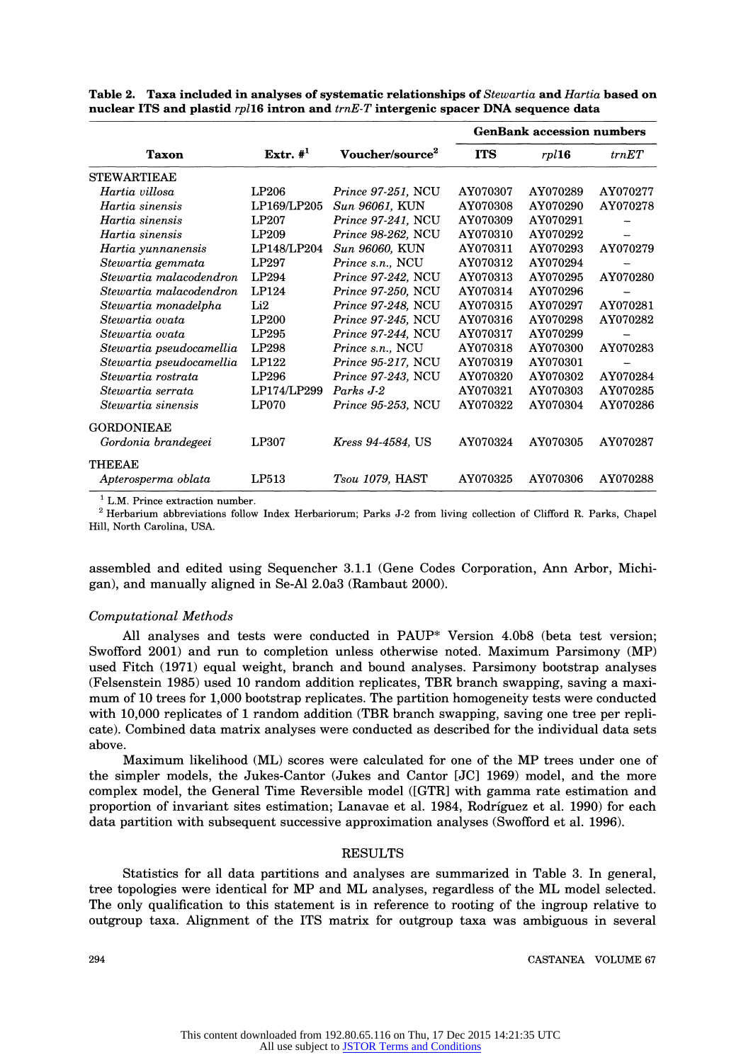**Table 2. Taxa included in analyses of systematic relationships of *Stewartia* and *Hartia* based on nuclear ITS and plastid *rpl*16 intron and *trnE-T* intergenic spacer DNA sequence data**

| Taxon | Extr. #[1] | Voucher/source[2] | GenBank accession numbers | | |
|---|---|---|---|---|---|
| | | | ITS | *rpl*16 | *trnET* |
| STEWARTIEAE | | | | | |
| *Hartia villosa* | LP206 | *Prince 97-251*, NCU | AY070307 | AY070289 | AY070277 |
| *Hartia sinensis* | LP169/LP205 | *Sun 96061*, KUN | AY070308 | AY070290 | AY070278 |
| *Hartia sinensis* | LP207 | *Prince 97-241*, NCU | AY070309 | AY070291 | – |
| *Hartia sinensis* | LP209 | *Prince 98-262*, NCU | AY070310 | AY070292 | – |
| *Hartia yunnanensis* | LP148/LP204 | *Sun 96060*, KUN | AY070311 | AY070293 | AY070279 |
| *Stewartia gemmata* | LP297 | *Prince s.n.*, NCU | AY070312 | AY070294 | – |
| *Stewartia malacodendron* | LP294 | *Prince 97-242*, NCU | AY070313 | AY070295 | AY070280 |
| *Stewartia malacodendron* | LP124 | *Prince 97-250*, NCU | AY070314 | AY070296 | – |
| *Stewartia monadelpha* | Li2 | *Prince 97-248*, NCU | AY070315 | AY070297 | AY070281 |
| *Stewartia ovata* | LP200 | *Prince 97-245*, NCU | AY070316 | AY070298 | AY070282 |
| *Stewartia ovata* | LP295 | *Prince 97-244*, NCU | AY070317 | AY070299 | – |
| *Stewartia pseudocamellia* | LP298 | *Prince s.n.*, NCU | AY070318 | AY070300 | AY070283 |
| *Stewartia pseudocamellia* | LP122 | *Prince 95-217*, NCU | AY070319 | AY070301 | – |
| *Stewartia rostrata* | LP296 | *Prince 97-243*, NCU | AY070320 | AY070302 | AY070284 |
| *Stewartia serrata* | LP174/LP299 | *Parks J-2* | AY070321 | AY070303 | AY070285 |
| *Stewartia sinensis* | LP070 | *Prince 95-253*, NCU | AY070322 | AY070304 | AY070286 |
| GORDONIEAE | | | | | |
| *Gordonia brandegeei* | LP307 | *Kress 94-4584*, US | AY070324 | AY070305 | AY070287 |
| THEEAE | | | | | |
| *Apterosperma oblata* | LP513 | *Tsou 1079*, HAST | AY070325 | AY070306 | AY070288 |

[1] L.M. Prince extraction number.

[2] Herbarium abbreviations follow Index Herbariorum; Parks J-2 from living collection of Clifford R. Parks, Chapel Hill, North Carolina, USA.

assembled and edited using Sequencher 3.1.1 (Gene Codes Corporation, Ann Arbor, Michigan), and manually aligned in Se-Al 2.0a3 (Rambaut 2000).

### *Computational Methods*

All analyses and tests were conducted in PAUP* Version 4.0b8 (beta test version; Swofford 2001) and run to completion unless otherwise noted. Maximum Parsimony (MP) used Fitch (1971) equal weight, branch and bound analyses. Parsimony bootstrap analyses (Felsenstein 1985) used 10 random addition replicates, TBR branch swapping, saving a maximum of 10 trees for 1,000 bootstrap replicates. The partition homogeneity tests were conducted with 10,000 replicates of 1 random addition (TBR branch swapping, saving one tree per replicate). Combined data matrix analyses were conducted as described for the individual data sets above.

Maximum likelihood (ML) scores were calculated for one of the MP trees under one of the simpler models, the Jukes-Cantor (Jukes and Cantor [JC] 1969) model, and the more complex model, the General Time Reversible model ([GTR] with gamma rate estimation and proportion of invariant sites estimation; Lanavae et al. 1984, Rodríguez et al. 1990) for each data partition with subsequent successive approximation analyses (Swofford et al. 1996).

## RESULTS

Statistics for all data partitions and analyses are summarized in Table 3. In general, tree topologies were identical for MP and ML analyses, regardless of the ML model selected. The only qualification to this statement is in reference to rooting of the ingroup relative to outgroup taxa. Alignment of the ITS matrix for outgroup taxa was ambiguous in several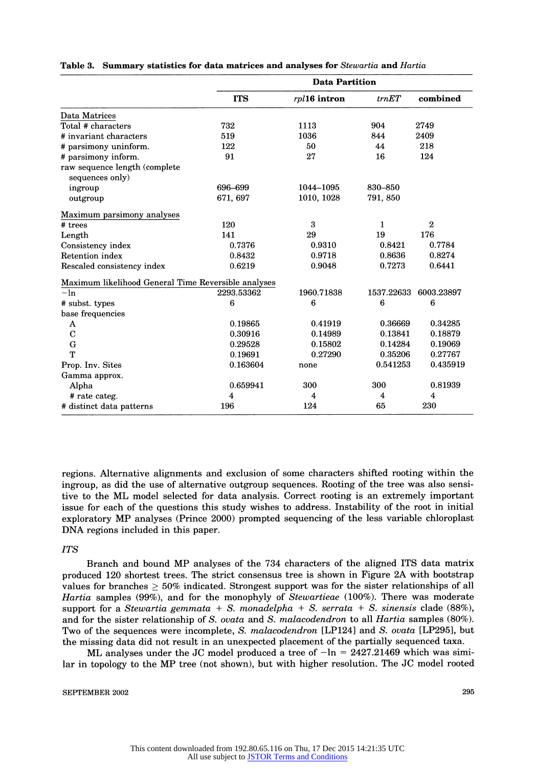**Table 3. Summary statistics for data matrices and analyses for *Stewartia* and *Hartia***

| | Data Partition | | | |
|---|---|---|---|---|
| | **ITS** | ***rpl*16 intron** | ***trnET*** | **combined** |
| Data Matrices | | | | |
| Total # characters | 732 | 1113 | 904 | 2749 |
| # invariant characters | 519 | 1036 | 844 | 2409 |
| # parsimony uninform. | 122 | 50 | 44 | 218 |
| # parsimony inform. | 91 | 27 | 16 | 124 |
| raw sequence length (complete sequences only) | | | | |
| ingroup | 696–699 | 1044–1095 | 830–850 | |
| outgroup | 671, 697 | 1010, 1028 | 791, 850 | |
| Maximum parsimony analyses | | | | |
| # trees | 120 | 3 | 1 | 2 |
| Length | 141 | 29 | 19 | 176 |
| Consistency index | 0.7376 | 0.9310 | 0.8421 | 0.7784 |
| Retention index | 0.8432 | 0.9718 | 0.8636 | 0.8274 |
| Rescaled consistency index | 0.6219 | 0.9048 | 0.7273 | 0.6441 |
| Maximum likelihood General Time Reversible analyses | | | | |
| −ln | 2293.53362 | 1960.71838 | 1537.22633 | 6003.23897 |
| # subst. types | 6 | 6 | 6 | 6 |
| base frequencies | | | | |
| A | 0.19865 | 0.41919 | 0.36669 | 0.34285 |
| C | 0.30916 | 0.14989 | 0.13841 | 0.18879 |
| G | 0.29528 | 0.15802 | 0.14284 | 0.19069 |
| T | 0.19691 | 0.27290 | 0.35206 | 0.27767 |
| Prop. Inv. Sites | 0.163604 | none | 0.541253 | 0.435919 |
| Gamma approx. | | | | |
| Alpha | 0.659941 | 300 | 300 | 0.81939 |
| # rate categ. | 4 | 4 | 4 | 4 |
| # distinct data patterns | 196 | 124 | 65 | 230 |

regions. Alternative alignments and exclusion of some characters shifted rooting within the ingroup, as did the use of alternative outgroup sequences. Rooting of the tree was also sensitive to the ML model selected for data analysis. Correct rooting is an extremely important issue for each of the questions this study wishes to address. Instability of the root in initial exploratory MP analyses (Prince 2000) prompted sequencing of the less variable chloroplast DNA regions included in this paper.

*ITS*

Branch and bound MP analyses of the 734 characters of the aligned ITS data matrix produced 120 shortest trees. The strict consensus tree is shown in Figure 2A with bootstrap values for branches ≥ 50% indicated. Strongest support was for the sister relationships of all *Hartia* samples (99%), and for the monophyly of *Stewartieae* (100%). There was moderate support for a *Stewartia gemmata* + *S. monadelpha* + *S. serrata* + *S. sinensis* clade (88%), and for the sister relationship of *S. ovata* and *S. malacodendron* to all *Hartia* samples (80%). Two of the sequences were incomplete, *S. malacodendron* [LP124] and *S. ovata* [LP295], but the missing data did not result in an unexpected placement of the partially sequenced taxa.

ML analyses under the JC model produced a tree of −ln = 2427.21469 which was similar in topology to the MP tree (not shown), but with higher resolution. The JC model rooted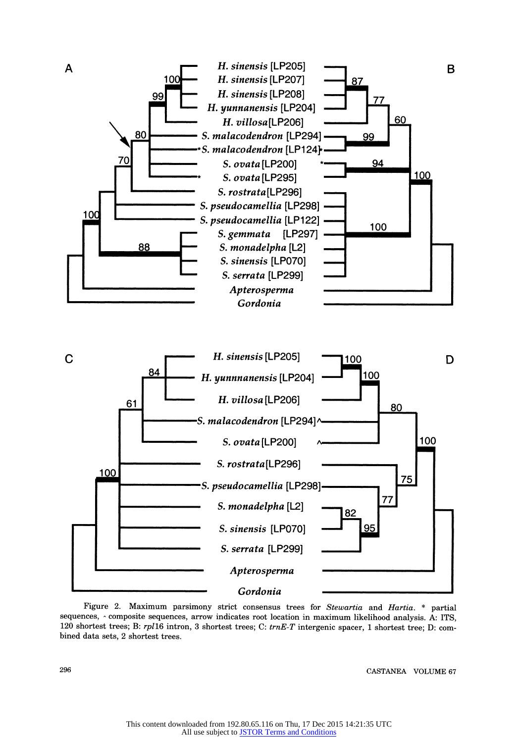Figure 2. Maximum parsimony strict consensus trees for *Stewartia* and *Hartia*. * partial sequences, ^ composite sequences, arrow indicates root location in maximum likelihood analysis. A: ITS, 120 shortest trees; B: *rpl*16 intron, 3 shortest trees; C: *trnE-T* intergenic spacer, 1 shortest tree; D: combined data sets, 2 shortest trees.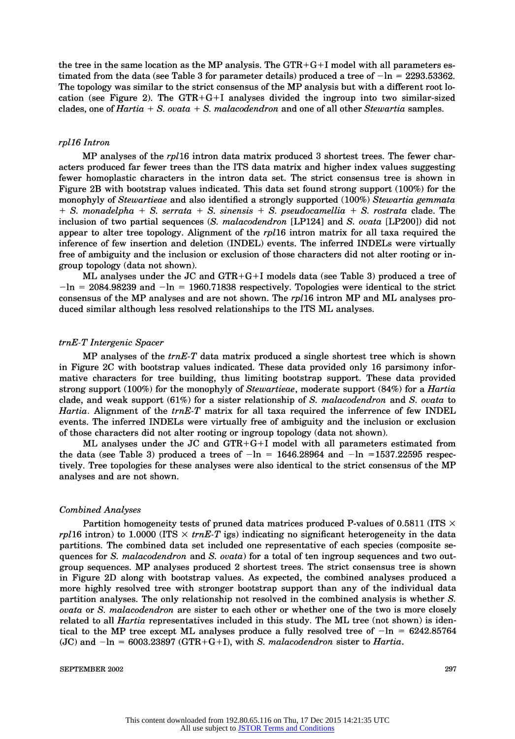the tree in the same location as the MP analysis. The GTR+G+I model with all parameters estimated from the data (see Table 3 for parameter details) produced a tree of −ln = 2293.53362. The topology was similar to the strict consensus of the MP analysis but with a different root location (see Figure 2). The GTR+G+I analyses divided the ingroup into two similar-sized clades, one of *Hartia* + *S. ovata* + *S. malacodendron* and one of all other *Stewartia* samples.

### *rpl16 Intron*

MP analyses of the *rpl*16 intron data matrix produced 3 shortest trees. The fewer characters produced far fewer trees than the ITS data matrix and higher index values suggesting fewer homoplastic characters in the intron data set. The strict consensus tree is shown in Figure 2B with bootstrap values indicated. This data set found strong support (100%) for the monophyly of *Stewartieae* and also identified a strongly supported (100%) *Stewartia gemmata* + *S. monadelpha* + *S. serrata* + *S. sinensis* + *S. pseudocamellia* + *S. rostrata* clade. The inclusion of two partial sequences (*S. malacodendron* [LP124] and *S. ovata* [LP200]) did not appear to alter tree topology. Alignment of the *rpl*16 intron matrix for all taxa required the inference of few insertion and deletion (INDEL) events. The inferred INDELs were virtually free of ambiguity and the inclusion or exclusion of those characters did not alter rooting or ingroup topology (data not shown).

ML analyses under the JC and GTR+G+I models data (see Table 3) produced a tree of −ln = 2084.98239 and −ln = 1960.71838 respectively. Topologies were identical to the strict consensus of the MP analyses and are not shown. The *rpl*16 intron MP and ML analyses produced similar although less resolved relationships to the ITS ML analyses.

### *trnE-T Intergenic Spacer*

MP analyses of the *trnE-T* data matrix produced a single shortest tree which is shown in Figure 2C with bootstrap values indicated. These data provided only 16 parsimony informative characters for tree building, thus limiting bootstrap support. These data provided strong support (100%) for the monophyly of *Stewartieae*, moderate support (84%) for a *Hartia* clade, and weak support (61%) for a sister relationship of *S. malacodendron* and *S. ovata* to *Hartia*. Alignment of the *trnE-T* matrix for all taxa required the inferrence of few INDEL events. The inferred INDELs were virtually free of ambiguity and the inclusion or exclusion of those characters did not alter rooting or ingroup topology (data not shown).

ML analyses under the JC and GTR+G+I model with all parameters estimated from the data (see Table 3) produced a trees of −ln = 1646.28964 and −ln =1537.22595 respectively. Tree topologies for these analyses were also identical to the strict consensus of the MP analyses and are not shown.

### *Combined Analyses*

Partition homogeneity tests of pruned data matrices produced P-values of 0.5811 (ITS × *rpl*16 intron) to 1.0000 (ITS × *trnE-T* igs) indicating no significant heterogeneity in the data partitions. The combined data set included one representative of each species (composite sequences for *S. malacodendron* and *S. ovata*) for a total of ten ingroup sequences and two outgroup sequences. MP analyses produced 2 shortest trees. The strict consensus tree is shown in Figure 2D along with bootstrap values. As expected, the combined analyses produced a more highly resolved tree with stronger bootstrap support than any of the individual data partition analyses. The only relationship not resolved in the combined analysis is whether *S. ovata* or *S. malacodendron* are sister to each other or whether one of the two is more closely related to all *Hartia* representatives included in this study. The ML tree (not shown) is identical to the MP tree except ML analyses produce a fully resolved tree of −ln = 6242.85764 (JC) and −ln = 6003.23897 (GTR+G+I), with *S. malacodendron* sister to *Hartia*.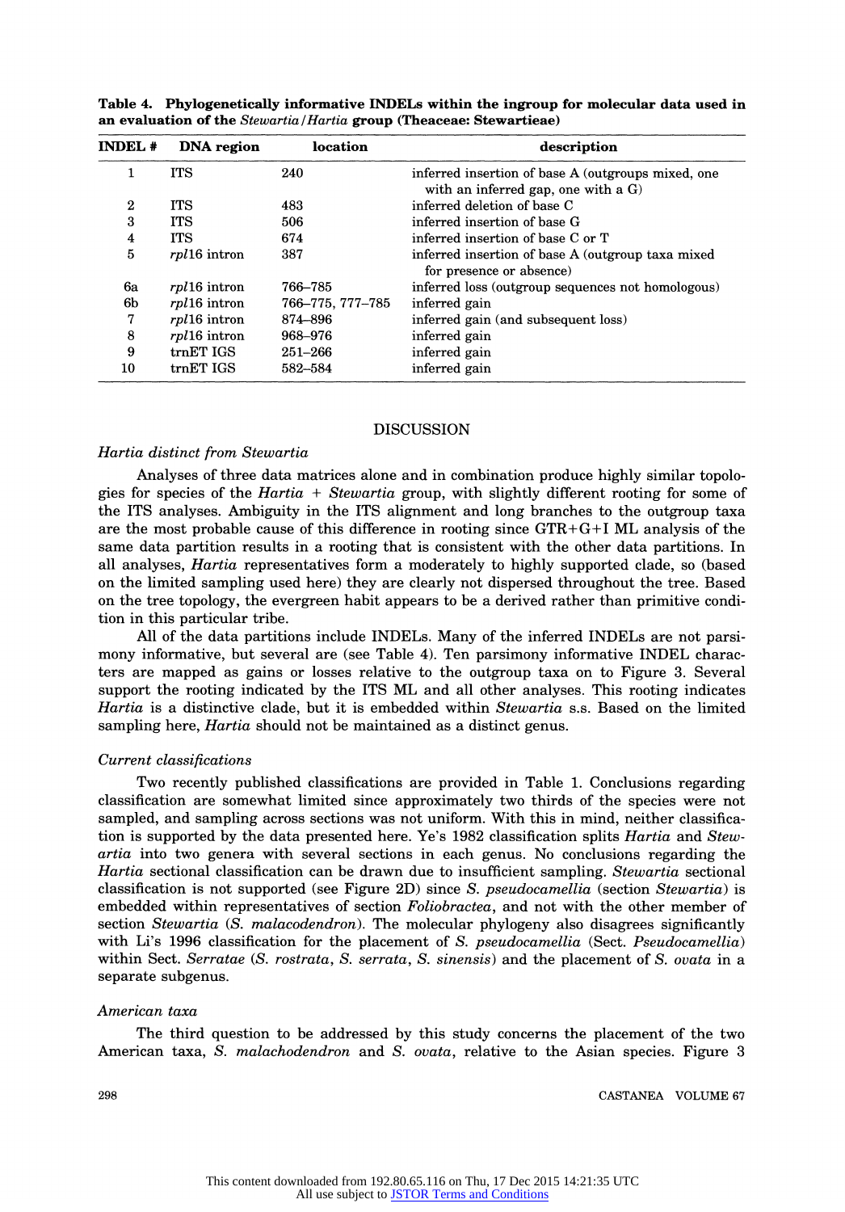**Table 4. Phylogenetically informative INDELs within the ingroup for molecular data used in an evaluation of the *Stewartia*/*Hartia* group (Theaceae: Stewartieae)**

| INDEL # | DNA region | location | description |
|---|---|---|---|
| 1 | ITS | 240 | inferred insertion of base A (outgroups mixed, one with an inferred gap, one with a G) |
| 2 | ITS | 483 | inferred deletion of base C |
| 3 | ITS | 506 | inferred insertion of base G |
| 4 | ITS | 674 | inferred insertion of base C or T |
| 5 | *rpl*16 intron | 387 | inferred insertion of base A (outgroup taxa mixed for presence or absence) |
| 6a | *rpl*16 intron | 766–785 | inferred loss (outgroup sequences not homologous) |
| 6b | *rpl*16 intron | 766–775, 777–785 | inferred gain |
| 7 | *rpl*16 intron | 874–896 | inferred gain (and subsequent loss) |
| 8 | *rpl*16 intron | 968–976 | inferred gain |
| 9 | trnET IGS | 251–266 | inferred gain |
| 10 | trnET IGS | 582–584 | inferred gain |

## DISCUSSION

### *Hartia distinct from Stewartia*

Analyses of three data matrices alone and in combination produce highly similar topologies for species of the *Hartia* + *Stewartia* group, with slightly different rooting for some of the ITS analyses. Ambiguity in the ITS alignment and long branches to the outgroup taxa are the most probable cause of this difference in rooting since GTR+G+I ML analysis of the same data partition results in a rooting that is consistent with the other data partitions. In all analyses, *Hartia* representatives form a moderately to highly supported clade, so (based on the limited sampling used here) they are clearly not dispersed throughout the tree. Based on the tree topology, the evergreen habit appears to be a derived rather than primitive condition in this particular tribe.

All of the data partitions include INDELs. Many of the inferred INDELs are not parsimony informative, but several are (see Table 4). Ten parsimony informative INDEL characters are mapped as gains or losses relative to the outgroup taxa on to Figure 3. Several support the rooting indicated by the ITS ML and all other analyses. This rooting indicates *Hartia* is a distinctive clade, but it is embedded within *Stewartia* s.s. Based on the limited sampling here, *Hartia* should not be maintained as a distinct genus.

### *Current classifications*

Two recently published classifications are provided in Table 1. Conclusions regarding classification are somewhat limited since approximately two thirds of the species were not sampled, and sampling across sections was not uniform. With this in mind, neither classification is supported by the data presented here. Ye's 1982 classification splits *Hartia* and *Stewartia* into two genera with several sections in each genus. No conclusions regarding the *Hartia* sectional classification can be drawn due to insufficient sampling. *Stewartia* sectional classification is not supported (see Figure 2D) since *S. pseudocamellia* (section *Stewartia*) is embedded within representatives of section *Foliobractea*, and not with the other member of section *Stewartia* (*S. malacodendron*). The molecular phylogeny also disagrees significantly with Li's 1996 classification for the placement of *S. pseudocamellia* (Sect. *Pseudocamellia*) within Sect. *Serratae* (*S. rostrata*, *S. serrata*, *S. sinensis*) and the placement of *S. ovata* in a separate subgenus.

### *American taxa*

The third question to be addressed by this study concerns the placement of the two American taxa, *S. malachodendron* and *S. ovata*, relative to the Asian species. Figure 3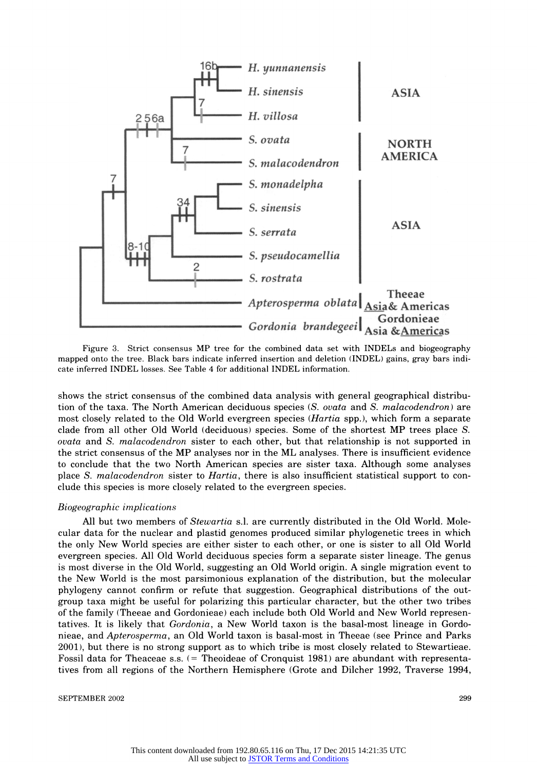16b

H. yunnanensis

H. sinensis

7

H. villosa

2 5 6a

ASIA

S. ovata

7

S. malacodendron

NORTH AMERICA

7

S. monadelpha

34

S. sinensis

S. serrata

8-10

S. pseudocamellia

2

S. rostrata

ASIA

Apterosperma oblata

Theeae Asia & Americas

Gordonia brandegeei

Gordonieae Asia & Americas

Figure 3. Strict consensus MP tree for the combined data set with INDELs and biogeography mapped onto the tree. Black bars indicate inferred insertion and deletion (INDEL) gains, gray bars indicate inferred INDEL losses. See Table 4 for additional INDEL information.

shows the strict consensus of the combined data analysis with general geographical distribution of the taxa. The North American deciduous species (*S. ovata* and *S. malacodendron*) are most closely related to the Old World evergreen species (*Hartia* spp.), which form a separate clade from all other Old World (deciduous) species. Some of the shortest MP trees place *S. ovata* and *S. malacodendron* sister to each other, but that relationship is not supported in the strict consensus of the MP analyses nor in the ML analyses. There is insufficient evidence to conclude that the two North American species are sister taxa. Although some analyses place *S. malacodendron* sister to *Hartia*, there is also insufficient statistical support to conclude this species is more closely related to the evergreen species.

*Biogeographic implications*

All but two members of *Stewartia* s.l. are currently distributed in the Old World. Molecular data for the nuclear and plastid genomes produced similar phylogenetic trees in which the only New World species are either sister to each other, or one is sister to all Old World evergreen species. All Old World deciduous species form a separate sister lineage. The genus is most diverse in the Old World, suggesting an Old World origin. A single migration event to the New World is the most parsimonious explanation of the distribution, but the molecular phylogeny cannot confirm or refute that suggestion. Geographical distributions of the outgroup taxa might be useful for polarizing this particular character, but the other two tribes of the family (Theeae and Gordonieae) each include both Old World and New World representatives. It is likely that *Gordonia*, a New World taxon is the basal-most lineage in Gordonieae, and *Apterosperma*, an Old World taxon is basal-most in Theeae (see Prince and Parks 2001), but there is no strong support as to which tribe is most closely related to Stewartieae. Fossil data for Theaceae s.s. (= Theoideae of Cronquist 1981) are abundant with representatives from all regions of the Northern Hemisphere (Grote and Dilcher 1992, Traverse 1994,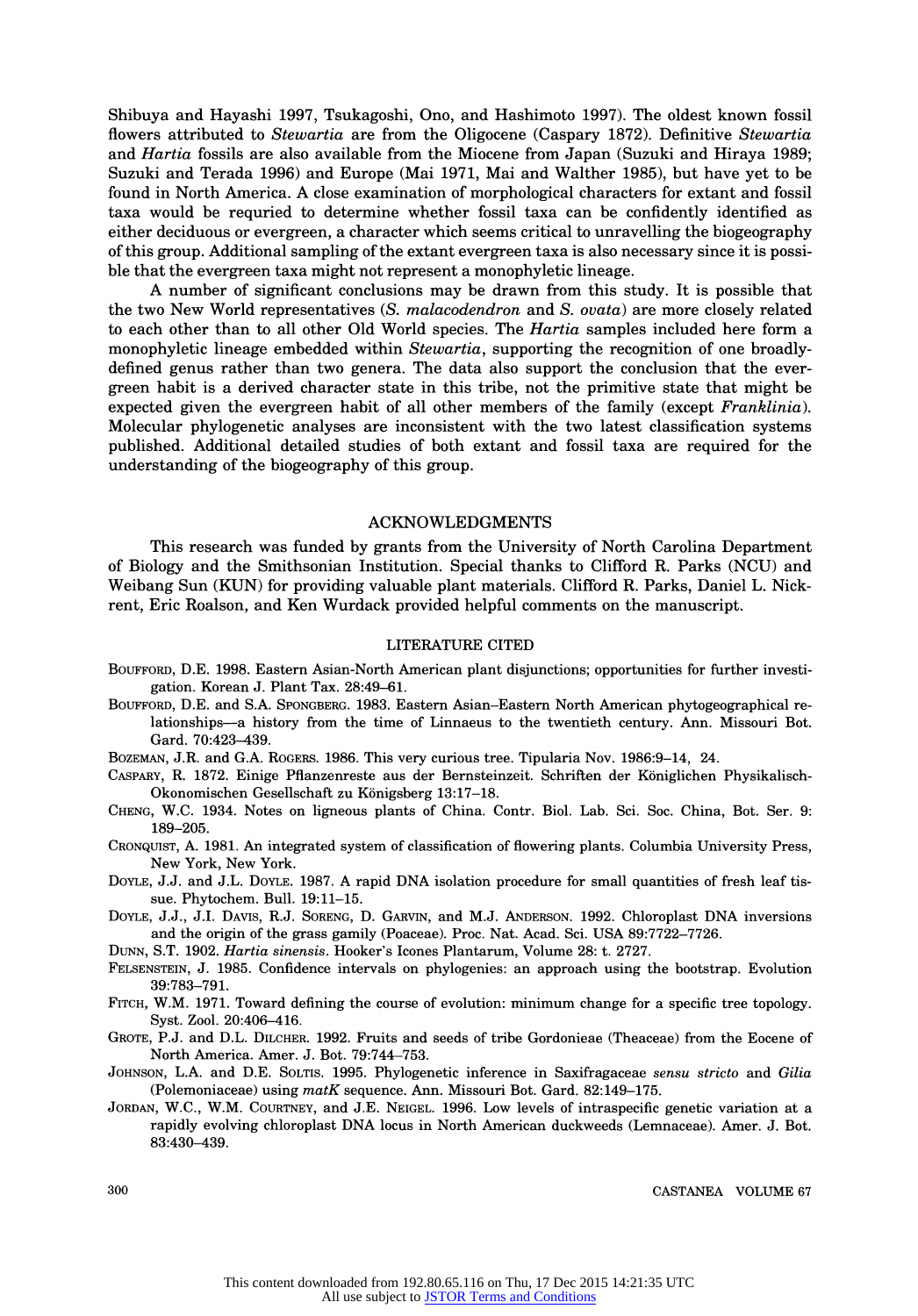Shibuya and Hayashi 1997, Tsukagoshi, Ono, and Hashimoto 1997). The oldest known fossil flowers attributed to *Stewartia* are from the Oligocene (Caspary 1872). Definitive *Stewartia* and *Hartia* fossils are also available from the Miocene from Japan (Suzuki and Hiraya 1989; Suzuki and Terada 1996) and Europe (Mai 1971, Mai and Walther 1985), but have yet to be found in North America. A close examination of morphological characters for extant and fossil taxa would be requried to determine whether fossil taxa can be confidently identified as either deciduous or evergreen, a character which seems critical to unravelling the biogeography of this group. Additional sampling of the extant evergreen taxa is also necessary since it is possible that the evergreen taxa might not represent a monophyletic lineage.

A number of significant conclusions may be drawn from this study. It is possible that the two New World representatives (*S. malacodendron* and *S. ovata*) are more closely related to each other than to all other Old World species. The *Hartia* samples included here form a monophyletic lineage embedded within *Stewartia*, supporting the recognition of one broadly-defined genus rather than two genera. The data also support the conclusion that the evergreen habit is a derived character state in this tribe, not the primitive state that might be expected given the evergreen habit of all other members of the family (except *Franklinia*). Molecular phylogenetic analyses are inconsistent with the two latest classification systems published. Additional detailed studies of both extant and fossil taxa are required for the understanding of the biogeography of this group.

## ACKNOWLEDGMENTS

This research was funded by grants from the University of North Carolina Department of Biology and the Smithsonian Institution. Special thanks to Clifford R. Parks (NCU) and Weibang Sun (KUN) for providing valuable plant materials. Clifford R. Parks, Daniel L. Nickrent, Eric Roalson, and Ken Wurdack provided helpful comments on the manuscript.

## LITERATURE CITED

Boufford, D.E. 1998. Eastern Asian-North American plant disjunctions; opportunities for further investigation. Korean J. Plant Tax. 28:49–61.

Boufford, D.E. and S.A. Spongberg. 1983. Eastern Asian–Eastern North American phytogeographical relationships—a history from the time of Linnaeus to the twentieth century. Ann. Missouri Bot. Gard. 70:423–439.

Bozeman, J.R. and G.A. Rogers. 1986. This very curious tree. Tipularia Nov. 1986:9–14, 24.

Caspary, R. 1872. Einige Pflanzenreste aus der Bernsteinzeit. Schriften der Königlichen Physikalisch-Okonomischen Gesellschaft zu Königsberg 13:17–18.

Cheng, W.C. 1934. Notes on ligneous plants of China. Contr. Biol. Lab. Sci. Soc. China, Bot. Ser. 9: 189–205.

Cronquist, A. 1981. An integrated system of classification of flowering plants. Columbia University Press, New York, New York.

Doyle, J.J. and J.L. Doyle. 1987. A rapid DNA isolation procedure for small quantities of fresh leaf tissue. Phytochem. Bull. 19:11–15.

Doyle, J.J., J.I. Davis, R.J. Soreng, D. Garvin, and M.J. Anderson. 1992. Chloroplast DNA inversions and the origin of the grass gamily (Poaceae). Proc. Nat. Acad. Sci. USA 89:7722–7726.

Dunn, S.T. 1902. *Hartia sinensis*. Hooker's Icones Plantarum, Volume 28: t. 2727.

Felsenstein, J. 1985. Confidence intervals on phylogenies: an approach using the bootstrap. Evolution 39:783–791.

Fitch, W.M. 1971. Toward defining the course of evolution: minimum change for a specific tree topology. Syst. Zool. 20:406–416.

Grote, P.J. and D.L. Dilcher. 1992. Fruits and seeds of tribe Gordonieae (Theaceae) from the Eocene of North America. Amer. J. Bot. 79:744–753.

Johnson, L.A. and D.E. Soltis. 1995. Phylogenetic inference in Saxifragaceae *sensu stricto* and *Gilia* (Polemoniaceae) using *matK* sequence. Ann. Missouri Bot. Gard. 82:149–175.

Jordan, W.C., W.M. Courtney, and J.E. Neigel. 1996. Low levels of intraspecific genetic variation at a rapidly evolving chloroplast DNA locus in North American duckweeds (Lemnaceae). Amer. J. Bot. 83:430–439.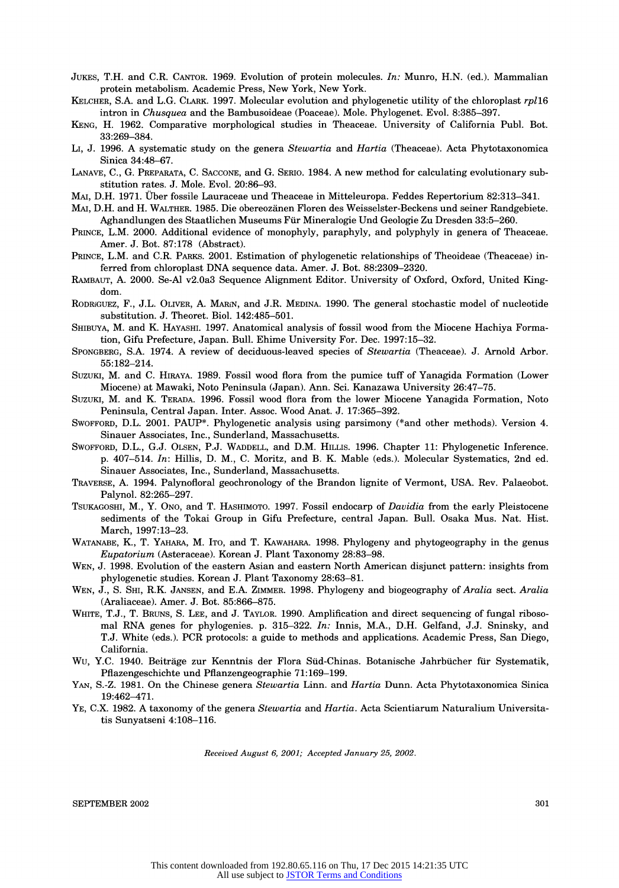JUKES, T.H. and C.R. CANTOR. 1969. Evolution of protein molecules. *In:* Munro, H.N. (ed.). Mammalian protein metabolism. Academic Press, New York, New York.

KELCHER, S.A. and L.G. CLARK. 1997. Molecular evolution and phylogenetic utility of the chloroplast *rpl*16 intron in *Chusquea* and the Bambusoideae (Poaceae). Mole. Phylogenet. Evol. 8:385–397.

KENG, H. 1962. Comparative morphological studies in Theaceae. University of California Publ. Bot. 33:269–384.

LI, J. 1996. A systematic study on the genera *Stewartia* and *Hartia* (Theaceae). Acta Phytotaxonomica Sinica 34:48–67.

LANAVE, C., G. PREPARATA, C. SACCONE, and G. SERIO. 1984. A new method for calculating evolutionary substitution rates. J. Mole. Evol. 20:86–93.

MAI, D.H. 1971. Über fossile Lauraceae und Theaceae in Mitteleuropa. Feddes Repertorium 82:313–341.

MAI, D.H. and H. WALTHER. 1985. Die obereozänen Floren des Weisselster-Beckens und seiner Randgebiete. Aghandlungen des Staatlichen Museums Für Mineralogie Und Geologie Zu Dresden 33:5–260.

PRINCE, L.M. 2000. Additional evidence of monophyly, paraphyly, and polyphyly in genera of Theaceae. Amer. J. Bot. 87:178 (Abstract).

PRINCE, L.M. and C.R. PARKS. 2001. Estimation of phylogenetic relationships of Theoideae (Theaceae) inferred from chloroplast DNA sequence data. Amer. J. Bot. 88:2309–2320.

RAMBAUT, A. 2000. Se-Al v2.0a3 Sequence Alignment Editor. University of Oxford, Oxford, United Kingdom.

RODRÍGUEZ, F., J.L. OLIVER, A. MARÍN, and J.R. MEDINA. 1990. The general stochastic model of nucleotide substitution. J. Theoret. Biol. 142:485–501.

SHIBUYA, M. and K. HAYASHI. 1997. Anatomical analysis of fossil wood from the Miocene Hachiya Formation, Gifu Prefecture, Japan. Bull. Ehime University For. Dec. 1997:15–32.

SPONGBERG, S.A. 1974. A review of deciduous-leaved species of *Stewartia* (Theaceae). J. Arnold Arbor. 55:182–214.

SUZUKI, M. and C. HIRAYA. 1989. Fossil wood flora from the pumice tuff of Yanagida Formation (Lower Miocene) at Mawaki, Noto Peninsula (Japan). Ann. Sci. Kanazawa University 26:47–75.

SUZUKI, M. and K. TERADA. 1996. Fossil wood flora from the lower Miocene Yanagida Formation, Noto Peninsula, Central Japan. Inter. Assoc. Wood Anat. J. 17:365–392.

SWOFFORD, D.L. 2001. PAUP*. Phylogenetic analysis using parsimony (*and other methods). Version 4. Sinauer Associates, Inc., Sunderland, Massachusetts.

SWOFFORD, D.L., G.J. OLSEN, P.J. WADDELL, and D.M. HILLIS. 1996. Chapter 11: Phylogenetic Inference. p. 407–514. *In:* Hillis, D. M., C. Moritz, and B. K. Mable (eds.). Molecular Systematics, 2nd ed. Sinauer Associates, Inc., Sunderland, Massachusetts.

TRAVERSE, A. 1994. Palynofloral geochronology of the Brandon lignite of Vermont, USA. Rev. Palaeobot. Palynol. 82:265–297.

TSUKAGOSHI, M., Y. ONO, and T. HASHIMOTO. 1997. Fossil endocarp of *Davidia* from the early Pleistocene sediments of the Tokai Group in Gifu Prefecture, central Japan. Bull. Osaka Mus. Nat. Hist. March, 1997:13–23.

WATANABE, K., T. YAHARA, M. ITO, and T. KAWAHARA. 1998. Phylogeny and phytogeography in the genus *Eupatorium* (Asteraceae). Korean J. Plant Taxonomy 28:83–98.

WEN, J. 1998. Evolution of the eastern Asian and eastern North American disjunct pattern: insights from phylogenetic studies. Korean J. Plant Taxonomy 28:63–81.

WEN, J., S. SHI, R.K. JANSEN, and E.A. ZIMMER. 1998. Phylogeny and biogeography of *Aralia* sect. *Aralia* (Araliaceae). Amer. J. Bot. 85:866–875.

WHITE, T.J., T. BRUNS, S. LEE, and J. TAYLOR. 1990. Amplification and direct sequencing of fungal ribosomal RNA genes for phylogenies. p. 315–322. *In:* Innis, M.A., D.H. Gelfand, J.J. Sninsky, and T.J. White (eds.). PCR protocols: a guide to methods and applications. Academic Press, San Diego, California.

WU, Y.C. 1940. Beiträge zur Kenntnis der Flora Süd-Chinas. Botanische Jahrbücher für Systematik, Pflazengeschichte und Pflanzengeographie 71:169–199.

YAN, S.-Z. 1981. On the Chinese genera *Stewartia* Linn. and *Hartia* Dunn. Acta Phytotaxonomica Sinica 19:462–471.

YE, C.X. 1982. A taxonomy of the genera *Stewartia* and *Hartia*. Acta Scientiarum Naturalium Universitatis Sunyatseni 4:108–116.

*Received August 6, 2001; Accepted January 25, 2002.*